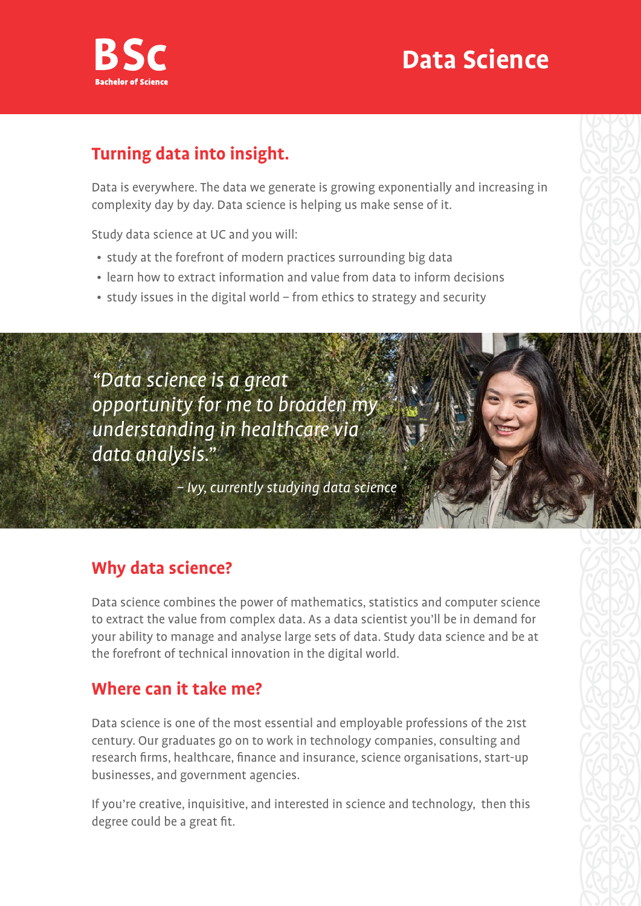**BSc**
**Bachelor of Science**

# Data Science

## Turning data into insight.

Data is everywhere. The data we generate is growing exponentially and increasing in complexity day by day. Data science is helping us make sense of it.

Study data science at UC and you will:

- study at the forefront of modern practices surrounding big data
- learn how to extract information and value from data to inform decisions
- study issues in the digital world – from ethics to strategy and security

*"Data science is a great opportunity for me to broaden my understanding in healthcare via data analysis."*

*– Ivy, currently studying data science*

## Why data science?

Data science combines the power of mathematics, statistics and computer science to extract the value from complex data. As a data scientist you'll be in demand for your ability to manage and analyse large sets of data. Study data science and be at the forefront of technical innovation in the digital world.

## Where can it take me?

Data science is one of the most essential and employable professions of the 21st century. Our graduates go on to work in technology companies, consulting and research firms, healthcare, finance and insurance, science organisations, start-up businesses, and government agencies.

If you're creative, inquisitive, and interested in science and technology, then this degree could be a great fit.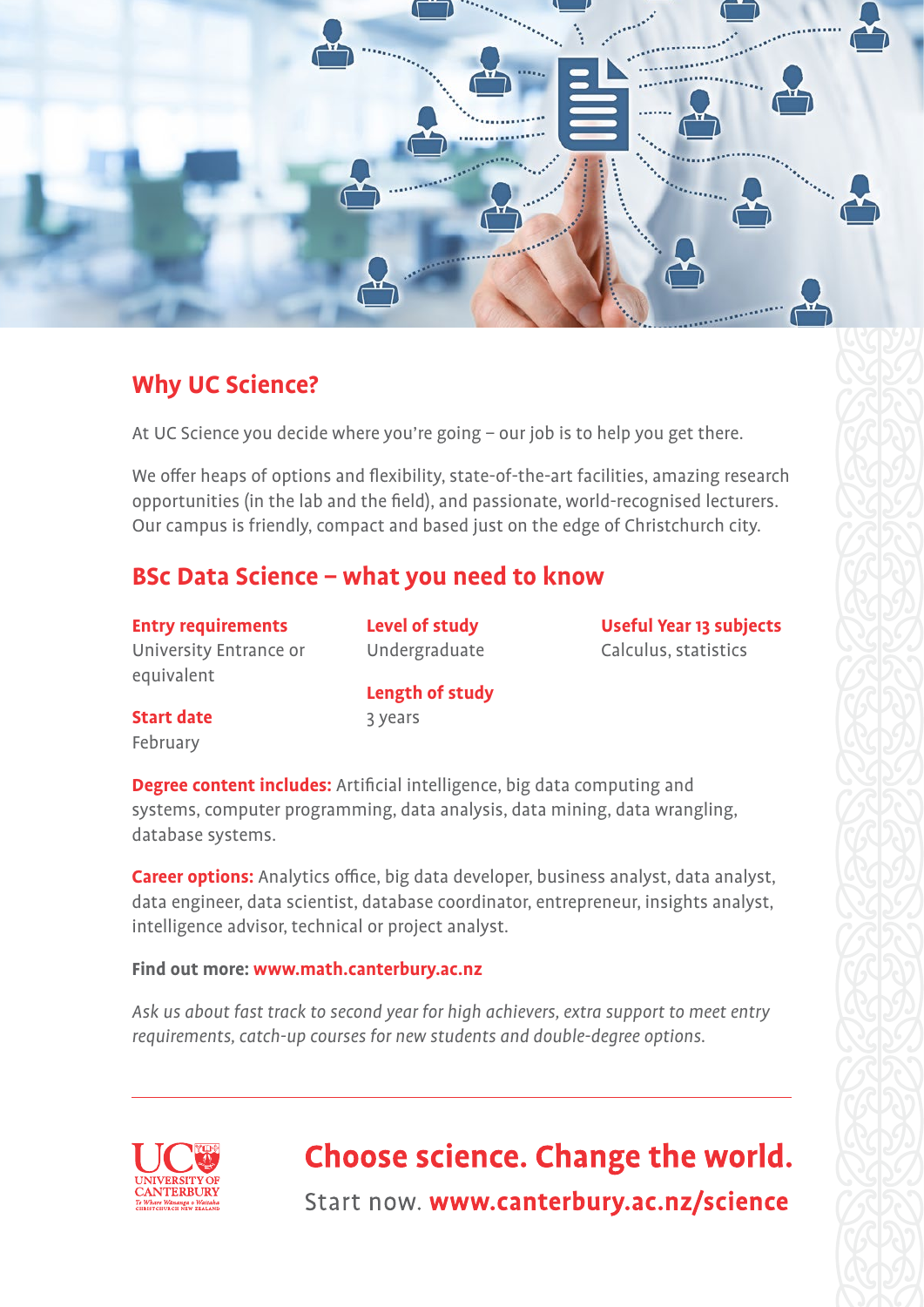## Why UC Science?

At UC Science you decide where you're going – our job is to help you get there.

We offer heaps of options and flexibility, state-of-the-art facilities, amazing research opportunities (in the lab and the field), and passionate, world-recognised lecturers. Our campus is friendly, compact and based just on the edge of Christchurch city.

## BSc Data Science – what you need to know

**Entry requirements**
University Entrance or equivalent

**Start date**
February

**Level of study**
Undergraduate

**Length of study**
3 years

**Useful Year 13 subjects**
Calculus, statistics

**Degree content includes:** Artificial intelligence, big data computing and systems, computer programming, data analysis, data mining, data wrangling, database systems.

**Career options:** Analytics office, big data developer, business analyst, data analyst, data engineer, data scientist, database coordinator, entrepreneur, insights analyst, intelligence advisor, technical or project analyst.

**Find out more: www.math.canterbury.ac.nz**

*Ask us about fast track to second year for high achievers, extra support to meet entry requirements, catch-up courses for new students and double-degree options.*

---

UC UNIVERSITY OF CANTERBURY Te Whare Wānanga o Waitaha CHRISTCHURCH NEW ZEALAND

## Choose science. Change the world.

Start now. **www.canterbury.ac.nz/science**